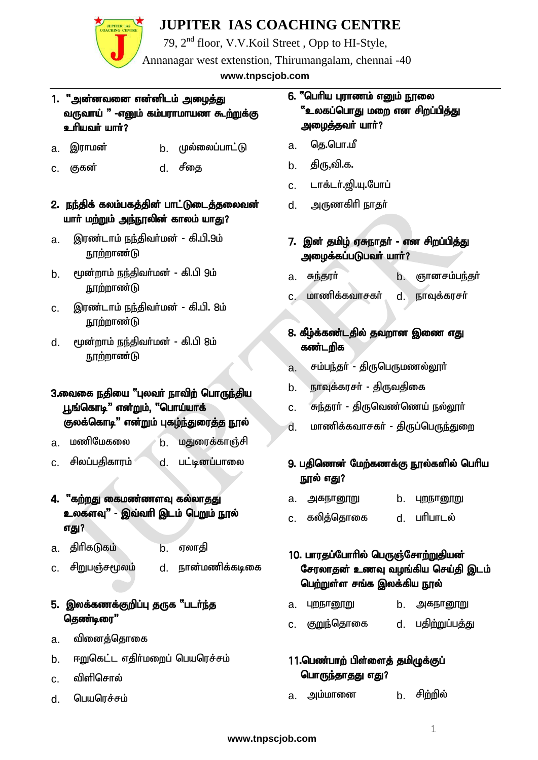# JUPITER IAS COACHING CENTRE

79, 2nd floor, V.V.Koil Street , Opp to HI-Style,

Annanagar west extenstion, Thirumangalam, chennai -40

www.tnpscjob.com

**1. "அன்னவனை என்னிடம் அழைத்து வருவாய் " -எனும் கம்பராமாயண கூற்றுக்கு உரியவர் யார்?**

a. இராமன்
b. முல்லைப்பாட்டு
c. குகன்
d. சீதை

**2. நந்திக் கலம்பகத்தின் பாட்டுடைத்தலைவன் யார் மற்றும் அந்நூலின் காலம் யாது?**

a. இரண்டாம் நந்திவர்மன் - கி.பி.9ம் நூற்றாண்டு
b. மூன்றாம் நந்திவர்மன் - கி.பி 9ம் நூற்றாண்டு
c. இரண்டாம் நந்திவர்மன் - கி.பி. 8ம் நூற்றாண்டு
d. மூன்றாம் நந்திவர்மன் - கி.பி 8ம் நூற்றாண்டு

**3.வைகை நதியை "புலவர் நாவிற் பொருந்திய பூங்கொடி" என்றும், "பொய்யாக் குலக்கொடி" என்றும் புகழ்ந்துரைத்த நூல்**

a. மணிமேகலை
b. மதுரைக்காஞ்சி
c. சிலப்பதிகாரம்
d. பட்டினப்பாலை

**4. "கற்றது கைமண்ணளவு கல்லாதது உலகளவு" - இவ்வரி இடம் பெறும் நூல் எது?**

a. திரிகடுகம்
b. ஏலாதி
c. சிறுபஞ்சமூலம்
d. நான்மணிக்கடிகை

**5. இலக்கணக்குறிப்பு தருக "படர்ந்த தெண்டிரை"**

a. வினைத்தொகை
b. ஈறுகெட்ட எதிர்மறைப் பெயரெச்சம்
c. விளிசொல்
d. பெயரெச்சம்

**6. "பெரிய புராணம் எனும் நூலை "உலகப்பொது மறை என சிறப்பித்து அழைத்தவர் யார்?**

a. தெ.பொ.மீ
b. திரு,வி.க.
c. டாக்டர்.ஜி.யு.போப்
d. அருணகிரி நாதர்

**7. இன் தமிழ் ஏசுநாதர் - என சிறப்பித்து அழைக்கப்படுபவர் யார்?**

a. சுந்தரர்
b. ஞானசம்பந்தர்
c. மாணிக்கவாசகர்
d. நாவுக்கரசர்

**8. கீழ்க்கண்டதில் தவறான இணை எது கண்டறிக**

a. சம்பந்தர் - திருபெருமணல்லூர்
b. நாவுக்கரசர் - திருவதிகை
c. சுந்தரர் - திருவெண்ணெய் நல்லூர்
d. மாணிக்கவாசகர் - திருப்பெருந்துறை

**9. பதினென் மேற்கணக்கு நூல்களில் பெரிய நூல் எது?**

a. அகநானூறு
b. புறநானூறு
c. கலித்தொகை
d. பரிபாடல்

**10. பாரதப்போரில் பெருஞ்சோற்றுதியன் சேரலாதன் உணவு வழங்கிய செய்தி இடம் பெற்றுள்ள சங்க இலக்கிய நூல்**

a. புறநானூறு
b. அகநானூறு
c. குறுந்தொகை
d. பதிற்றுப்பத்து

**11.பெண்பாற் பிள்ளைத் தமிழுக்குப் பொருந்தாதது எது?**

a. அம்மானை
b. சிற்றில்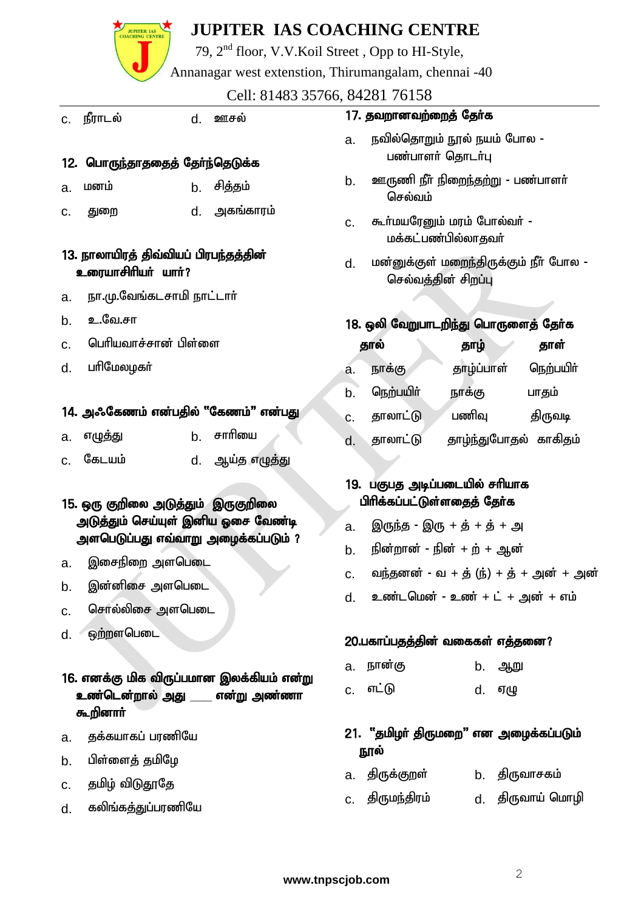c. நீராடல் d. ஊசல்

**12. பொருந்தாததைத் தேர்ந்தெடுக்க**

a. மனம் b. சித்தம்

c. துறை d. அகங்காரம்

**13. நாலாயிரத் திவ்வியப் பிரபந்தத்தின் உரையாசிரியர் யார்?**

a. நா.மு.வேங்கடசாமி நாட்டார்

b. உ.வே.சா

c. பெரியவாச்சான் பிள்ளை

d. பரிமேலழகர்

**14. அஃகேணம் என்பதில் "கேணம்" என்பது**

a. எழுத்து b. சாரியை

c. கேடயம் d. ஆய்த எழுத்து

**15. ஒரு குறிலை அடுத்தும் இருகுறிலை அடுத்தும் செய்யுள் இனிய ஓசை வேண்டி அளபெடுப்பது எவ்வாறு அழைக்கப்படும் ?**

a. இசைநிறை அளபெடை

b. இன்னிசை அளபெடை

c. சொல்லிசை அளபெடை

d. ஒற்றளபெடை

**16. எனக்கு மிக விருப்பமான இலக்கியம் என்று உண்டென்றால் அது ____ என்று அண்ணா கூறினார்**

a. தக்கயாகப் பரணியே

b. பிள்ளைத் தமிழே

c. தமிழ் விடுதூதே

d. கலிங்கத்துப்பரணியே

**17. தவறானவற்றைத் தேர்க**

a. நவில்தொறும் நூல் நயம் போல - பண்பாளர் தொடர்பு

b. ஊருணி நீர் நிறைந்தற்று - பண்பாளர் செல்வம்

c. கூர்மயரேனும் மரம் போல்வர் - மக்கட்பண்பில்லாதவர்

d. மன்னுக்குள் மறைந்திருக்கும் நீர் போல - செல்வத்தின் சிறப்பு

**18. ஒலி வேறுபாடறிந்து பொருளைத் தேர்க**

| | தால் | தாழ் | தாள் |
|---|---|---|---|
| a. | நாக்கு | தாழ்ப்பாள் | நெற்பயிர் |
| b. | நெற்பயிர் | நாக்கு | பாதம் |
| c. | தாலாட்டு | பணிவு | திருவடி |
| d. | தாலாட்டு | தாழ்ந்துபோதல் | காகிதம் |

**19. பகுபத அடிப்படையில் சரியாக பிரிக்கப்பட்டுள்ளதைத் தேர்க**

a. இருந்த - இரு + த் + த் + அ

b. நின்றான் - நின் + ற் + ஆன்

c. வந்தனன் - வ + த் (ந்) + த் + அன் + அன்

d. உண்டனெம் - உண் + ட் + அன் + எம்

**20.பகாப்பதத்தின் வகைகள் எத்தனை?**

a. நான்கு b. ஆறு

c. எட்டு d. ஏழு

**21. "தமிழர் திருமறை" என அழைக்கப்படும் நூல்**

a. திருக்குறள் b. திருவாசகம்

c. திருமந்திரம் d. திருவாய் மொழி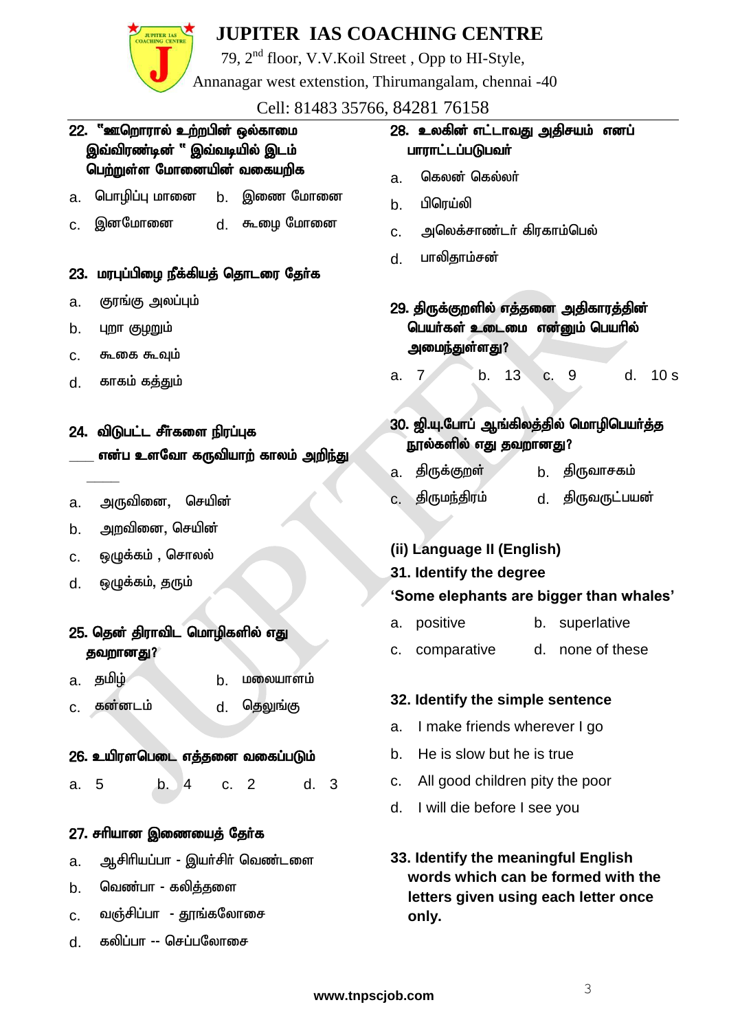22. "ஊறொரால் உற்றபின் ஒல்காமை இவ்விரண்டின் " இவ்வடியில் இடம் பெற்றுள்ள மோனையின் வகையறிக

a. பொழிப்பு மானை  b. இணை மோனை
c. இனமோனை  d. கூழை மோனை

23. மரபுப்பிழை நீக்கியத் தொடரை தேர்க

a. குரங்கு அலப்பும்
b. புறா குழறும்
c. கூகை கூவும்
d. காகம் கத்தும்

24. விடுபட்ட சீர்களை நிரப்புக
____ எனப உளவோ கருவியாற் காலம் அறிந்து ____

a. அருவினை, செயின்
b. அறவினை, செயின்
c. ஒழுக்கம் , சொலல்
d. ஒழுக்கம், தரும்

25. தென் திராவிட மொழிகளில் எது தவறானது?

a. தமிழ்  b. மலையாளம்
c. கன்னடம்  d. தெலுங்கு

26. உயிரளபெடை எத்தனை வகைப்படும்

a. 5  b. 4  c. 2  d. 3

27. சரியான இணையைத் தேர்க

a. ஆசிரியப்பா - இயர்சிர் வெண்டளை
b. வெண்பா - கலித்தளை
c. வஞ்சிப்பா - தூங்கலோசை
d. கலிப்பா -- செப்பலோசை

28. உலகின் எட்டாவது அதிசயம் எனப் பாராட்டப்படுபவர்

a. கெலன் கெல்லர்
b. பிரெய்லி
c. அலெக்சாண்டர் கிரகாம்பெல்
d. பாலிதாம்சன்

29. திருக்குறளில் எத்தனை அதிகாரத்தின் பெயர்கள் உடைமை என்னும் பெயரில் அமைந்துள்ளது?

a. 7  b. 13  c. 9  d. 10 s

30. ஜி.யு.போப் ஆங்கிலத்தில் மொழிபெயர்த்த நூல்களில் எது தவறானது?

a. திருக்குறள்  b. திருவாசகம்
c. திருமந்திரம்  d. திருவருட்பயன்

**(ii) Language II (English)**

**31. Identify the degree**
**'Some elephants are bigger than whales'**

a. positive  b. superlative
c. comparative  d. none of these

**32. Identify the simple sentence**

a. I make friends wherever I go
b. He is slow but he is true
c. All good children pity the poor
d. I will die before I see you

**33. Identify the meaningful English words which can be formed with the letters given using each letter once only.**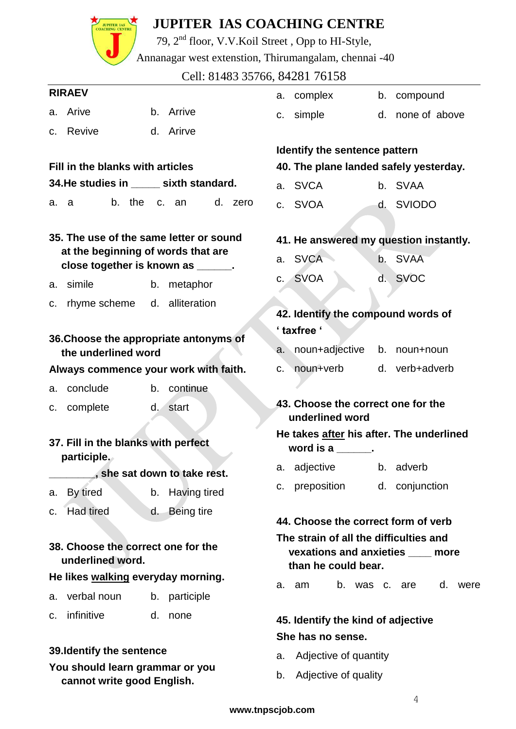**RIRAEV**

a. Arive    b. Arrive

c. Revive    d. Arirve

**Fill in the blanks with articles**

**34.He studies in _____ sixth standard.**

a. a    b. the    c. an    d. zero

**35. The use of the same letter or sound at the beginning of words that are close together is known as ______.**

a. simile    b. metaphor

c. rhyme scheme    d. alliteration

**36.Choose the appropriate antonyms of the underlined word**

**Always commence your work with faith.**

a. conclude    b. continue

c. complete    d. start

**37. Fill in the blanks with perfect participle.**

**________, she sat down to take rest.**

a. By tired    b. Having tired

c. Had tired    d. Being tire

**38. Choose the correct one for the underlined word.**

**He likes walking everyday morning.**

a. verbal noun    b. participle

c. infinitive    d. none

**39.Identify the sentence**

**You should learn grammar or you cannot write good English.**

a. complex    b. compound

c. simple    d. none of above

**Identify the sentence pattern**

**40. The plane landed safely yesterday.**

a. SVCA    b. SVAA

c. SVOA    d. SVIODO

**41. He answered my question instantly.**

a. SVCA    b. SVAA

c. SVOA    d. SVOC

**42. Identify the compound words of ' taxfree '**

a. noun+adjective    b. noun+noun

c. noun+verb    d. verb+adverb

**43. Choose the correct one for the underlined word**

**He takes after his after. The underlined word is a ______.**

a. adjective    b. adverb

c. preposition    d. conjunction

**44. Choose the correct form of verb**

**The strain of all the difficulties and vexations and anxieties ____ more than he could bear.**

a. am    b. was    c. are    d. were

**45. Identify the kind of adjective**

**She has no sense.**

a. Adjective of quantity

b. Adjective of quality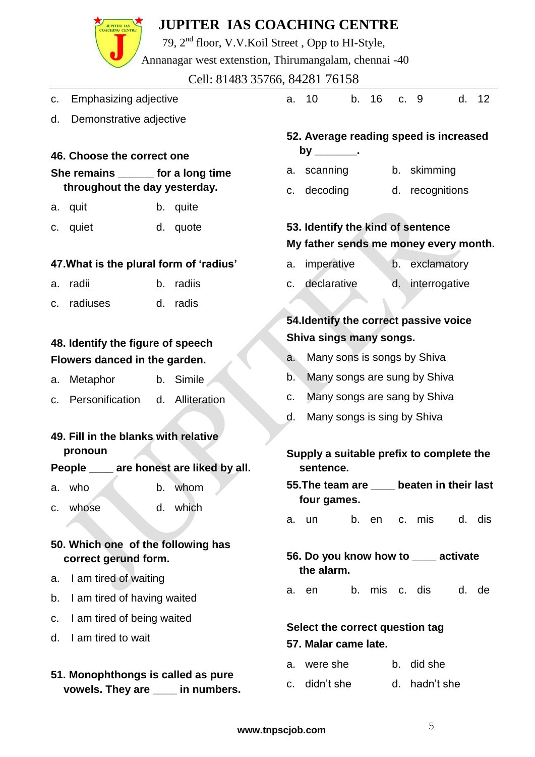c. Emphasizing adjective

d. Demonstrative adjective

**46. Choose the correct one**

**She remains ______ for a long time throughout the day yesterday.**

a. quit b. quite

c. quiet d. quote

**47.What is the plural form of 'radius'**

a. radii b. radiis

c. radiuses d. radis

**48. Identify the figure of speech**

**Flowers danced in the garden.**

a. Metaphor b. Simile

c. Personification d. Alliteration

**49. Fill in the blanks with relative pronoun**

**People ____ are honest are liked by all.**

a. who b. whom

c. whose d. which

**50. Which one of the following has correct gerund form.**

a. I am tired of waiting

b. I am tired of having waited

c. I am tired of being waited

d. I am tired to wait

**51. Monophthongs is called as pure vowels. They are ____ in numbers.**

a. 10 b. 16 c. 9 d. 12

**52. Average reading speed is increased by _______.**

a. scanning b. skimming

c. decoding d. recognitions

**53. Identify the kind of sentence**

**My father sends me money every month.**

a. imperative b. exclamatory

c. declarative d. interrogative

**54.Identify the correct passive voice**

**Shiva sings many songs.**

a. Many sons is songs by Shiva

b. Many songs are sung by Shiva

c. Many songs are sang by Shiva

d. Many songs is sing by Shiva

**Supply a suitable prefix to complete the sentence.**

**55.The team are ____ beaten in their last four games.**

a. un b. en c. mis d. dis

**56. Do you know how to ____ activate the alarm.**

a. en b. mis c. dis d. de

**Select the correct question tag**

**57. Malar came late.**

a. were she b. did she

c. didn't she d. hadn't she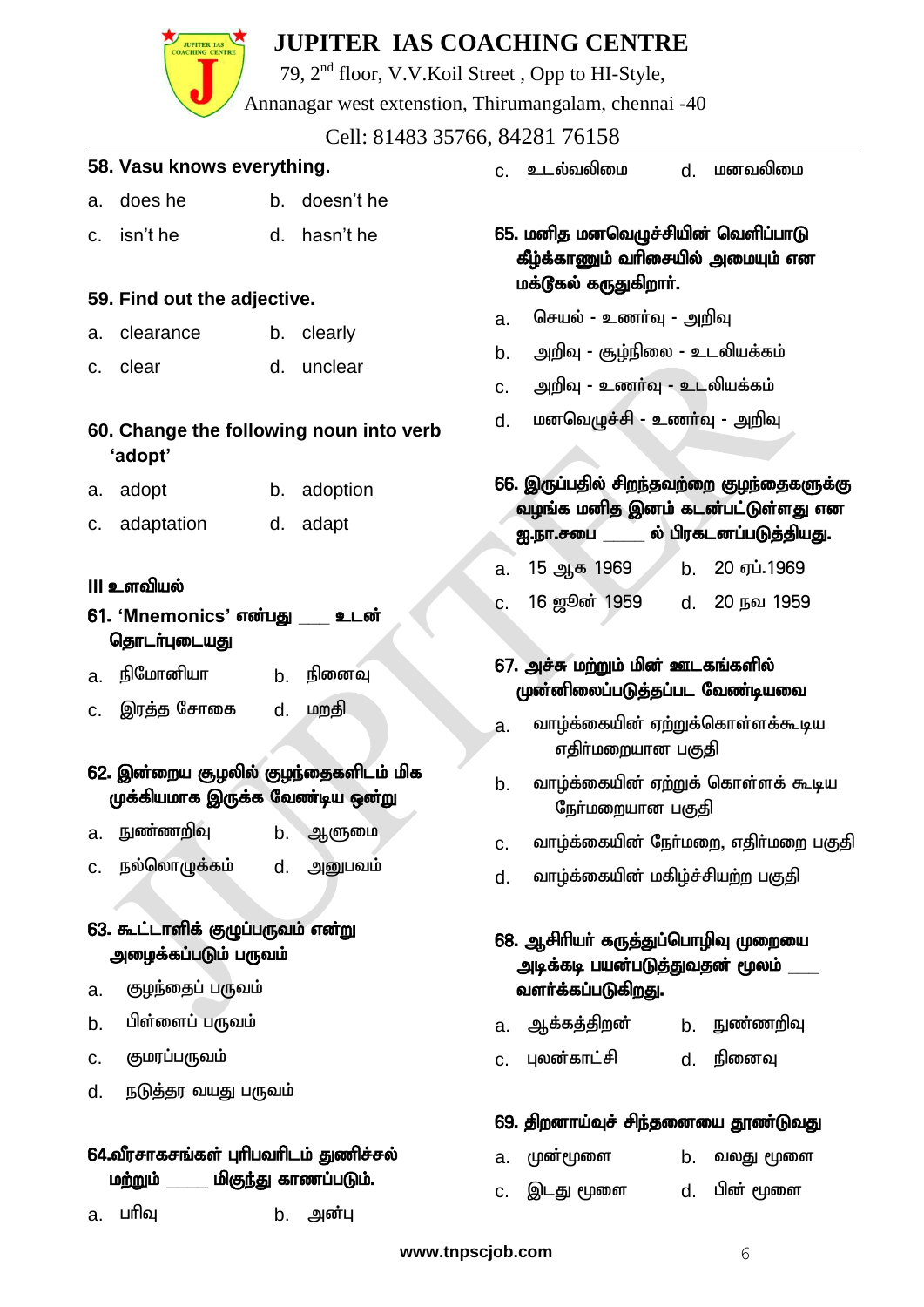**58. Vasu knows everything.**

a. does he  b. doesn't he

c. isn't he  d. hasn't he

**59. Find out the adjective.**

a. clearance  b. clearly

c. clear  d. unclear

**60. Change the following noun into verb 'adopt'**

a. adopt  b. adoption

c. adaptation  d. adapt

**III உளவியல்**

**61. 'Mnemonics' என்பது ___ உடன் தொடர்புடையது**

a. நிமோனியா  b. நினைவு

c. இரத்த சோகை  d. மறதி

**62. இன்றைய சூழலில் குழந்தைகளிடம் மிக முக்கியமாக இருக்க வேண்டிய ஒன்று**

a. நுண்ணறிவு  b. ஆளுமை

c. நல்லொழுக்கம்  d. அனுபவம்

**63. கூட்டாளிக் குழுப்பருவம் என்று அழைக்கப்படும் பருவம்**

a. குழந்தைப் பருவம்

b. பிள்ளைப் பருவம்

c. குமரப்பருவம்

d. நடுத்தர வயது பருவம்

**64.வீரசாகசங்கள் புரிபவரிடம் துணிச்சல் மற்றும் _____ மிகுந்து காணப்படும்.**

a. பரிவு  b. அன்பு

c. உடல்வலிமை  d. மனவலிமை

**65. மனித மனவெழுச்சியின் வெளிப்பாடு கீழ்க்காணும் வரிசையில் அமையும் என மக்டூகல் கருதுகிறார்.**

a. செயல் - உணர்வு - அறிவு

b. அறிவு - சூழ்நிலை - உடலியக்கம்

c. அறிவு - உணர்வு - உடலியக்கம்

d. மனவெழுச்சி - உணர்வு - அறிவு

**66. இருப்பதில் சிறந்தவற்றை குழந்தைகளுக்கு வழங்க மனித இனம் கடன்பட்டுள்ளது என ஐ.நா.சபை _____ ல் பிரகடனப்படுத்தியது.**

a. 15 ஆக 1969  b. 20 ஏப்.1969

c. 16 ஜூன் 1959  d. 20 நவ 1959

**67. அச்சு மற்றும் மின் ஊடகங்களில் முன்னிலைப்படுத்தப்பட வேண்டியவை**

a. வாழ்க்கையின் ஏற்றுக்கொள்ளக்கூடிய எதிர்மறையான பகுதி

b. வாழ்க்கையின் ஏற்றுக் கொள்ளக் கூடிய நேர்மறையான பகுதி

c. வாழ்க்கையின் நேர்மறை, எதிர்மறை பகுதி

d. வாழ்க்கையின் மகிழ்ச்சியற்ற பகுதி

**68. ஆசிரியர் கருத்துப்பொழிவு முறையை அடிக்கடி பயன்படுத்துவதன் மூலம் ___ வளர்க்கப்படுகிறது.**

a. ஆக்கத்திறன்  b. நுண்ணறிவு

c. புலன்காட்சி  d. நினைவு

**69. திறனாய்வுச் சிந்தனையை தூண்டுவது**

a. முன்மூளை  b. வலது மூளை

c. இடது மூளை  d. பின் மூளை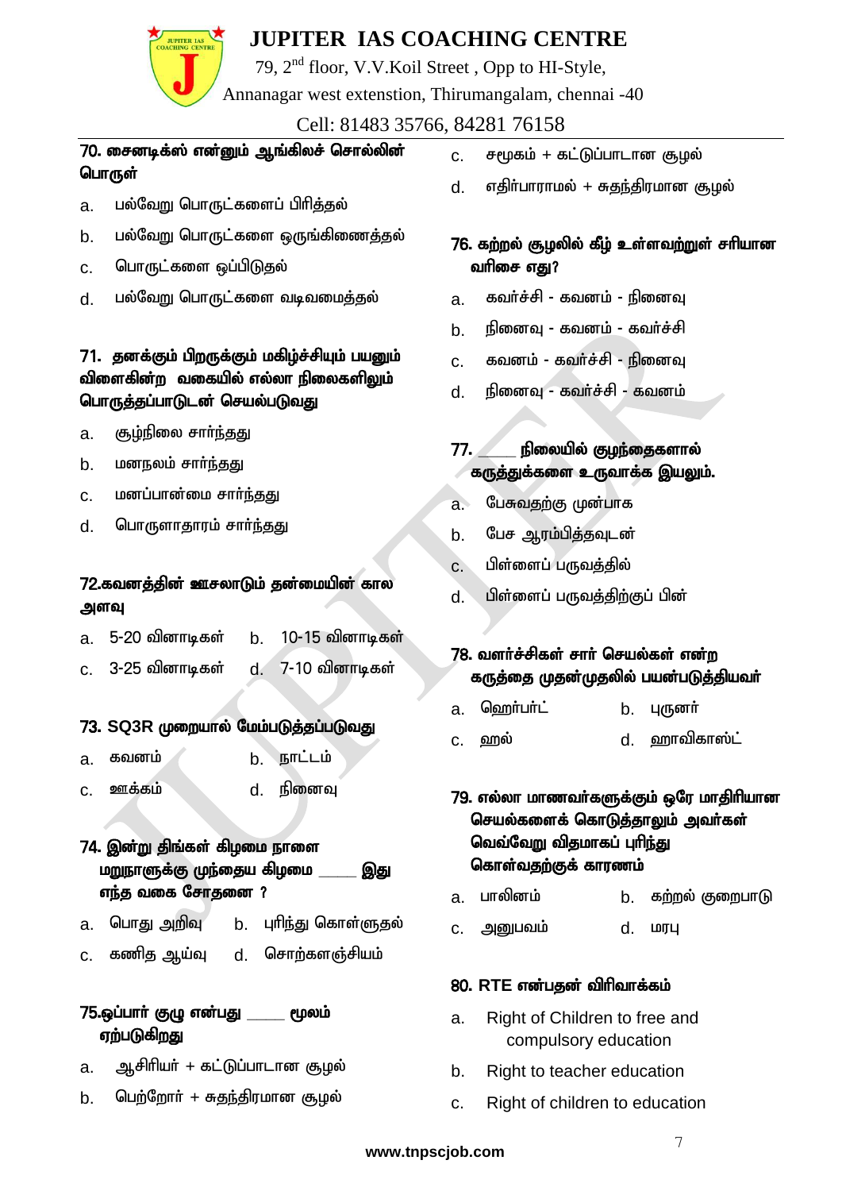**70. சைனடிக்ஸ் என்னும் ஆங்கிலச் சொல்லின் பொருள்**

a. பல்வேறு பொருட்களைப் பிரித்தல்

b. பல்வேறு பொருட்களை ஒருங்கிணைத்தல்

c. பொருட்களை ஒப்பிடுதல்

d. பல்வேறு பொருட்களை வடிவமைத்தல்

**71. தனக்கும் பிறருக்கும் மகிழ்ச்சியும் பயனும் விளைகின்ற வகையில் எல்லா நிலைகளிலும் பொருத்தப்பாடுடன் செயல்படுவது**

a. சூழ்நிலை சார்ந்தது

b. மனநலம் சார்ந்தது

c. மனப்பான்மை சார்ந்தது

d. பொருளாதாரம் சார்ந்தது

**72.கவனத்தின் ஊசலாடும் தன்மையின் கால அளவு**

a. 5-20 வினாடிகள் b. 10-15 வினாடிகள்

c. 3-25 வினாடிகள் d. 7-10 வினாடிகள்

**73. SQ3R முறையால் மேம்படுத்தப்படுவது**

a. கவனம் b. நாட்டம்

c. ஊக்கம் d. நினைவு

**74. இன்று திங்கள் கிழமை நாளை மறுநாளுக்கு முந்தைய கிழமை \_\_\_\_ இது எந்த வகை சோதனை ?**

a. பொது அறிவு b. புரிந்து கொள்ளுதல்

c. கணித ஆய்வு d. சொற்களஞ்சியம்

**75.ஒப்பார் குழு என்பது \_\_\_\_ மூலம் ஏற்படுகிறது**

a. ஆசிரியர் + கட்டுப்பாடான சூழல்

b. பெற்றோர் + சுதந்திரமான சூழல்

c. சமூகம் + கட்டுப்பாடான சூழல்

d. எதிர்பாராமல் + சுதந்திரமான சூழல்

**76. கற்றல் சூழலில் கீழ் உள்ளவற்றுள் சரியான வரிசை எது?**

a. கவர்ச்சி - கவனம் - நினைவு

b. நினைவு - கவனம் - கவர்ச்சி

c. கவனம் - கவர்ச்சி - நினைவு

d. நினைவு - கவர்ச்சி - கவனம்

**77. \_\_\_\_ நிலையில் குழந்தைகளால் கருத்துக்களை உருவாக்க இயலும்.**

a. பேசுவதற்கு முன்பாக

b. பேச ஆரம்பித்தவுடன்

c. பிள்ளைப் பருவத்தில்

d. பிள்ளைப் பருவத்திற்குப் பின்

**78. வளர்ச்சிகள் சார் செயல்கள் என்ற கருத்தை முதன்முதலில் பயன்படுத்தியவர்**

a. ஹெர்பர்ட் b. புருனர்

c. ஹல் d. ஹாவிகாஸ்ட்

**79. எல்லா மாணவர்களுக்கும் ஒரே மாதிரியான செயல்களைக் கொடுத்தாலும் அவர்கள் வெவ்வேறு விதமாகப் புரிந்து கொள்வதற்குக் காரணம்**

a. பாலினம் b. கற்றல் குறைபாடு

c. அனுபவம் d. மரபு

**80. RTE என்பதன் விரிவாக்கம்**

a. Right of Children to free and compulsory education

b. Right to teacher education

c. Right of children to education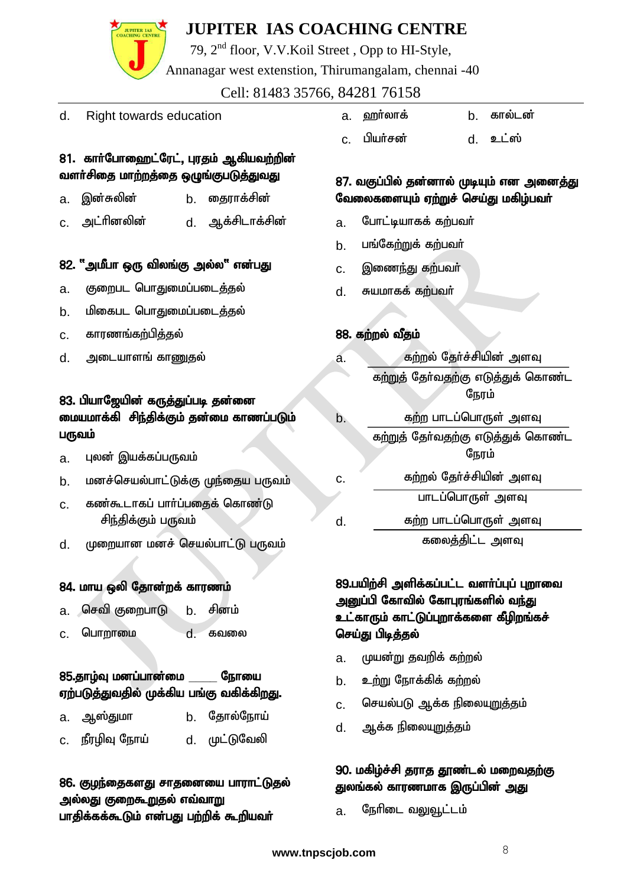d. Right towards education

**81. கார்போஹைட்ரேட், புரதம் ஆகியவற்றின் வளர்சிதை மாற்றத்தை ஒழுங்குபடுத்துவது**

a. இன்சுலின் b. தைராக்சின்

c. அட்ரினலின் d. ஆக்சிடாக்சின்

**82. "அமீபா ஒரு விலங்கு அல்ல" என்பது**

a. குறைபட பொதுமைப்படைத்தல்

b. மிகைபட பொதுமைப்படைத்தல்

c. காரணங்கற்பித்தல்

d. அடையாளங் காணுதல்

**83. பியாஜேயின் கருத்துப்படி தன்னை மையமாக்கி சிந்திக்கும் தன்மை காணப்படும் பருவம்**

a. புலன் இயக்கப்பருவம்

b. மனச்செயல்பாட்டுக்கு முந்தைய பருவம்

c. கண்கூடாகப் பார்ப்பதைக் கொண்டு சிந்திக்கும் பருவம்

d. முறையான மனச் செயல்பாட்டு பருவம்

**84. மாய ஒலி தோன்றக் காரணம்**

a. செவி குறைபாடு b. சினம்

c. பொறாமை d. கவலை

**85.தாழ்வு மனப்பான்மை _____ நோயை ஏற்படுத்துவதில் முக்கிய பங்கு வகிக்கிறது.**

a. ஆஸ்துமா b. தோல்நோய்

c. நீரழிவு நோய் d. முட்டுவேலி

**86. குழந்தைகளது சாதனையை பாராட்டுதல் அல்லது குறைகூறுதல் எவ்வாறு பாதிக்கக்கூடும் என்பது பற்றிக் கூறியவர்**

a. ஹர்லாக் b. கால்டன்

c. பியர்சன் d. உட்ஸ்

**87. வகுப்பில் தன்னால் முடியும் என அனைத்து வேலைகளையும் ஏற்றுச் செய்து மகிழ்பவர்**

a. போட்டியாகக் கற்பவர்

b. பங்கேற்றுக் கற்பவர்

c. இணைந்து கற்பவர்

d. சுயமாகக் கற்பவர்

**88. கற்றல் வீதம்**

a. $\dfrac{\text{கற்றல் தேர்ச்சியின் அளவு}}{\text{கற்றுத் தேர்வதற்கு எடுத்துக் கொண்ட நேரம்}}$

b. $\dfrac{\text{கற்ற பாடப்பொருள் அளவு}}{\text{கற்றுத் தேர்வதற்கு எடுத்துக் கொண்ட நேரம்}}$

c. $\dfrac{\text{கற்றல் தேர்ச்சியின் அளவு}}{\text{பாடப்பொருள் அளவு}}$

d. $\dfrac{\text{கற்ற பாடப்பொருள் அளவு}}{\text{கலைத்திட்ட அளவு}}$

**89.பயிற்சி அளிக்கப்பட்ட வளர்ப்புப் புறாவை அனுப்பி கோவில் கோபுரங்களில் வந்து உட்காரும் காட்டுப்புறாக்களை கீழிறங்கச் செய்து பிடித்தல்**

a. முயன்று தவறிக் கற்றல்

b. உற்று நோக்கிக் கற்றல்

c. செயல்படு ஆக்க நிலையுறுத்தம்

d. ஆக்க நிலையுறுத்தம்

**90. மகிழ்ச்சி தராத தூண்டல் மறைவதற்கு துலங்கல் காரணமாக இருப்பின் அது**

a. நேரிடை வலுவூட்டம்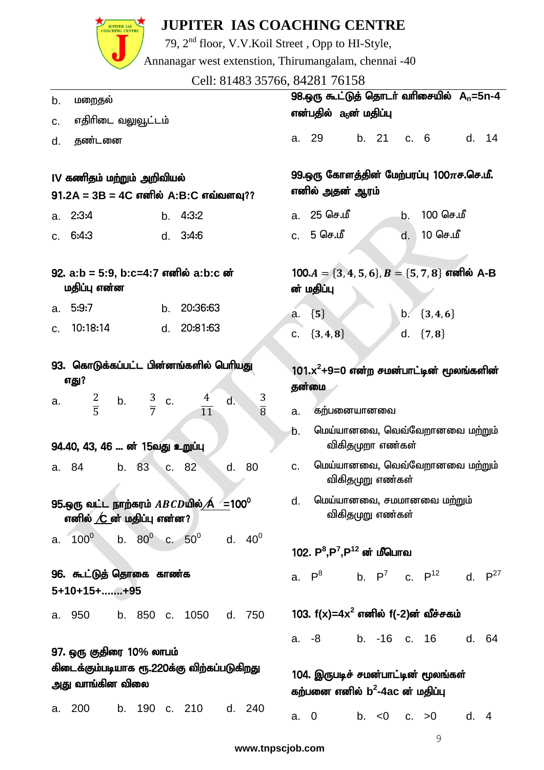b. மறைதல்

c. எதிரிடை வலுவூட்டம்

d. தண்டனை

## IV கணிதம் மற்றும் அறிவியல்

**91. 2A = 3B = 4C எனில் A:B:C எவ்வளவு??**

a. 2:3:4 b. 4:3:2

c. 6:4:3 d. 3:4:6

**92. a:b = 5:9, b:c=4:7 எனில் a:b:c ன் மதிப்பு என்ன**

a. 5:9:7 b. 20:36:63

c. 10:18:14 d. 20:81:63

**93. கொடுக்கப்பட்ட பின்னங்களில் பெரியது எது?**

a. $\frac{2}{5}$ b. $\frac{3}{7}$ c. $\frac{4}{11}$ d. $\frac{3}{8}$

**94. 40, 43, 46 … ன் 15வது உறுப்பு**

a. 84 b. 83 c. 82 d. 80

**95. ஒரு வட்ட நாற்கரம் $ABCD$யில் $\angle A = 100^0$ எனில் $\angle C$ ன் மதிப்பு என்ன?**

a. $100^0$ b. $80^0$ c. $50^0$ d. $40^0$

**96. கூட்டுத் தொகை காண்க 5+10+15+.......+95**

a. 950 b. 850 c. 1050 d. 750

**97. ஒரு குதிரை 10% லாபம் கிடைக்கும்படியாக ரூ.220க்கு விற்கப்படுகிறது அது வாங்கின விலை**

a. 200 b. 190 c. 210 d. 240

**98. ஒரு கூட்டுத் தொடர் வரிசையில் $A_n=5n-4$ என்பதில் $a_5$ன் மதிப்பு**

a. 29 b. 21 c. 6 d. 14

**99. ஒரு கோளத்தின் மேற்பரப்பு $100\pi$ச.செ.மீ. எனில் அதன் ஆரம்**

a. 25 செ.மீ b. 100 செ.மீ

c. 5 செ.மீ d. 10 செ.மீ

**100. $A = \{3,4,5,6\}, B = \{5,7,8\}$ எனில் A-B ன் மதிப்பு**

a. $\{5\}$ b. $\{3,4,6\}$

c. $\{3,4,8\}$ d. $\{7,8\}$

**101. $x^2+9=0$ என்ற சமன்பாட்டின் மூலங்களின் தன்மை**

a. கற்பனையானவை

b. மெய்யானவை, வெவ்வேறானவை மற்றும் விகிதமுறா எண்கள்

c. மெய்யானவை, வெவ்வேறானவை மற்றும் விகிதமுறு எண்கள்

d. மெய்யானவை, சமமானவை மற்றும் விகிதமுறு எண்கள்

**102. $P^8, P^7, P^{12}$ ன் மீபொவ**

a. $P^8$ b. $P^7$ c. $P^{12}$ d. $P^{27}$

**103. $f(x)=4x^2$ எனில் f(-2)ன் வீச்சகம்**

a. -8 b. -16 c. 16 d. 64

**104. இருபடிச் சமன்பாட்டின் மூலங்கள் கற்பனை எனில் $b^2-4ac$ ன் மதிப்பு**

a. 0 b. <0 c. >0 d. 4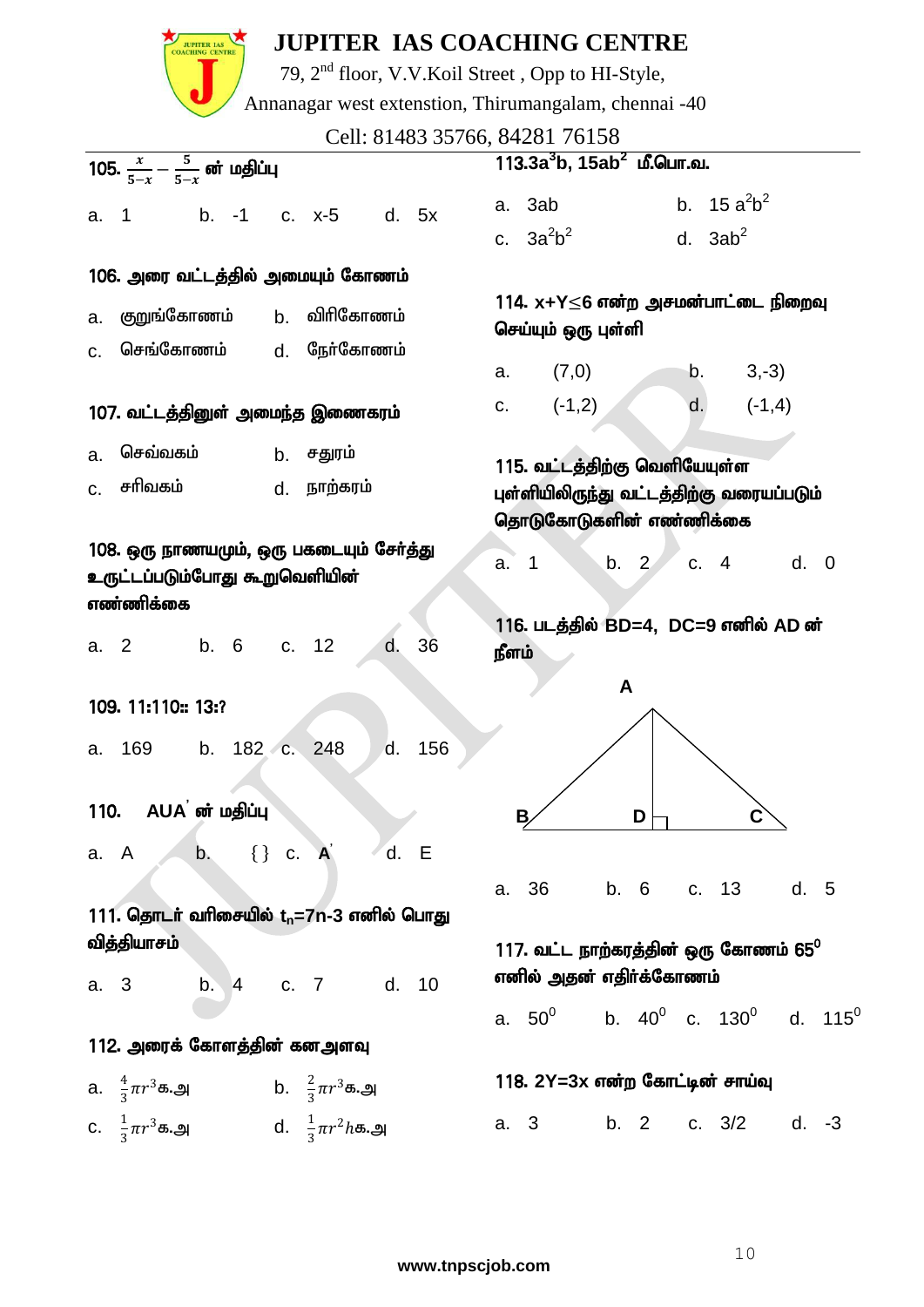105. $\frac{x}{5-x} - \frac{5}{5-x}$ ன் மதிப்பு

a. 1 b. -1 c. x-5 d. 5x

106. அரை வட்டத்தில் அமையும் கோணம்

a. குறுங்கோணம் b. விரிகோணம்

c. செங்கோணம் d. நேர்கோணம்

107. வட்டத்தினுள் அமைந்த இணைகரம்

a. செவ்வகம் b. சதுரம்

c. சரிவகம் d. நாற்கரம்

108. ஒரு நாணயமும், ஒரு பகடையும் சேர்த்து உருட்டப்படும்போது கூறுவெளியின் எண்ணிக்கை

a. 2 b. 6 c. 12 d. 36

109. 11:110:: 13:?

a. 169 b. 182 c. 248 d. 156

110. AUA' ன் மதிப்பு

a. A b. { } c. A' d. E

111. தொடர் வரிசையில் $t_n$=7n-3 எனில் பொது வித்தியாசம்

a. 3 b. 4 c. 7 d. 10

112. அரைக் கோளத்தின் கனஅளவு

a. $\frac{4}{3}\pi r^3$க.அ b. $\frac{2}{3}\pi r^3$க.அ

c. $\frac{1}{3}\pi r^3$க.அ d. $\frac{1}{3}\pi r^2 h$க.அ

113. $3a^3b$, $15ab^2$ மீ.பொ.வ.

a. 3ab b. $15a^2b^2$

c. $3a^2b^2$ d. $3ab^2$

114. x+Y≤6 என்ற அசமன்பாட்டை நிறைவு செய்யும் ஒரு புள்ளி

a. (7,0) b. 3,-3)

c. (-1,2) d. (-1,4)

115. வட்டத்திற்கு வெளியேயுள்ள புள்ளியிலிருந்து வட்டத்திற்கு வரையப்படும் தொடுகோடுகளின் எண்ணிக்கை

a. 1 b. 2 c. 4 d. 0

116. படத்தில் BD=4, DC=9 எனில் AD ன் நீளம்

(Figure: triangle ABC with AD perpendicular to BC at D)

a. 36 b. 6 c. 13 d. 5

117. வட்ட நாற்கரத்தின் ஒரு கோணம் $65^0$ எனில் அதன் எதிர்க்கோணம்

a. $50^0$ b. $40^0$ c. $130^0$ d. $115^0$

118. 2Y=3x என்ற கோட்டின் சாய்வு

a. 3 b. 2 c. 3/2 d. -3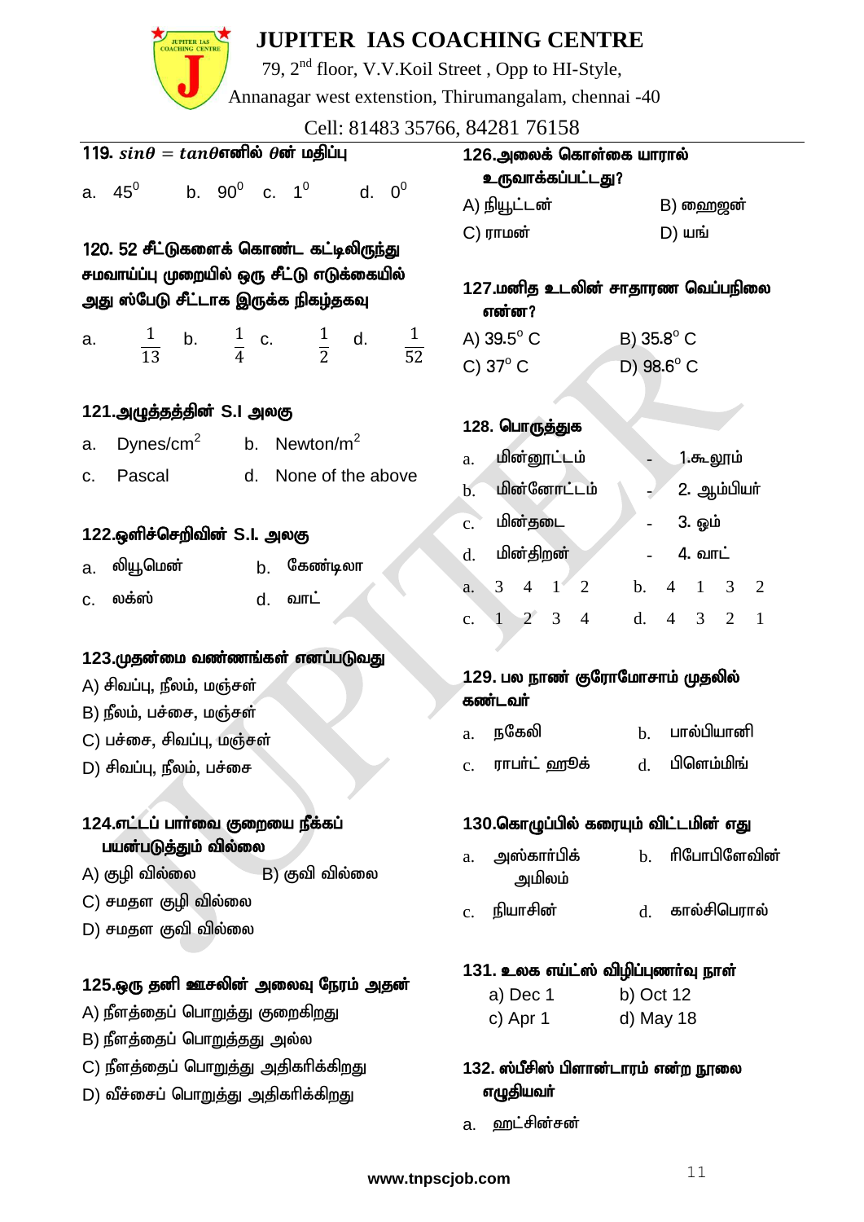119. $sin\theta = tan\theta$ எனில் $\theta$ன் மதிப்பு

a. $45^0$ b. $90^0$ c. $1^0$ d. $0^0$

120. 52 சீட்டுகளைக் கொண்ட கட்டிலிருந்து சமவாய்ப்பு முறையில் ஒரு சீட்டு எடுக்கையில் அது ஸ்பேடு சீட்டாக இருக்க நிகழ்தகவு

a. $\frac{1}{13}$ b. $\frac{1}{4}$ c. $\frac{1}{2}$ d. $\frac{1}{52}$

121. அழுத்தத்தின் S.I அலகு

a. $Dynes/cm^2$ b. $Newton/m^2$
c. Pascal d. None of the above

122. ஒளிச்செறிவின் S.I. அலகு

a. லியூமென் b. கேண்டிலா
c. லக்ஸ் d. வாட்

123. முதன்மை வண்ணங்கள் எனப்படுவது

A) சிவப்பு, நீலம், மஞ்சள்
B) நீலம், பச்சை, மஞ்சள்
C) பச்சை, சிவப்பு, மஞ்சள்
D) சிவப்பு, நீலம், பச்சை

124. எட்டப் பார்வை குறையை நீக்கப் பயன்படுத்தும் வில்லை

A) குழி வில்லை B) குவி வில்லை
C) சமதள குழி வில்லை
D) சமதள குவி வில்லை

125. ஒரு தனி ஊசலின் அலைவு நேரம் அதன்

A) நீளத்தைப் பொறுத்து குறைகிறது
B) நீளத்தைப் பொறுத்தது அல்ல
C) நீளத்தைப் பொறுத்து அதிகரிக்கிறது
D) வீச்சைப் பொறுத்து அதிகரிக்கிறது

126. அலைக் கொள்கை யாரால் உருவாக்கப்பட்டது?

A) நியூட்டன் B) ஹைஜன்
C) ராமன் D) யங்

127. மனித உடலின் சாதாரண வெப்பநிலை என்ன?

A) $39.5^o$ C B) $35.8^o$ C
C) $37^o$ C D) $98.6^o$ C

128. பொருத்துக

| | | | |
|---|---|---|---|
| a. | மின்னூட்டம் | - | 1. கூலூம் |
| b. | மின்னோட்டம் | - | 2. ஆம்பியர் |
| c. | மின்தடை | - | 3. ஓம் |
| d. | மின்திறன் | - | 4. வாட் |

a. 3 4 1 2 b. 4 1 3 2
c. 1 2 3 4 d. 4 3 2 1

129. பல நாண் குரோமோசாம் முதலில் கண்டவர்

a. நகேலி b. பால்பியானி
c. ராபர்ட் ஹூக் d. பிளெம்மிங்

130. கொழுப்பில் கரையும் விட்டமின் எது

a. அஸ்கார்பிக் அமிலம் b. ரிபோபிளேவின்
c. நியாசின் d. கால்சிபெரால்

131. உலக எய்ட்ஸ் விழிப்புணர்வு நாள்

a) Dec 1 b) Oct 12
c) Apr 1 d) May 18

132. ஸ்பீசிஸ் பிளான்டாரம் என்ற நூலை எழுதியவர்

a. ஹட்சின்சன்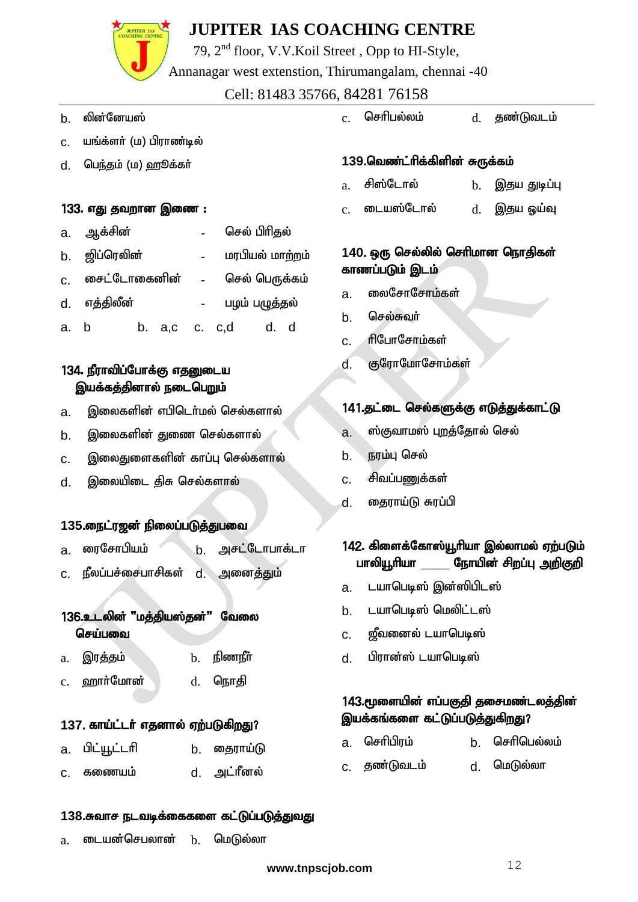b. லின்னேயஸ்

c. யங்க்ளர் (ம) பிராண்டில்

d. பெந்தம் (ம) ஹூக்கர்

**133. எது தவறான இணை :**

a. ஆக்சின் - செல் பிரிதல்

b. ஜிப்ரெலின் - மரபியல் மாற்றம்

c. சைட்டோகைனின் - செல் பெருக்கம்

d. எத்திலீன் - பழம் பழுத்தல்

a. b  b. a,c  c. c,d  d. d

**134. நீராவிப்போக்கு எதனுடைய இயக்கத்தினால் நடைபெறும்**

a. இலைகளின் எபிடெர்மல் செல்களால்

b. இலைகளின் துணை செல்களால்

c. இலைதுளைகளின் காப்பு செல்களால்

d. இலையிடை திசு செல்களால்

**135.நைட்ரஜன் நிலைப்படுத்துபவை**

a. ரைசோபியம்  b. அசட்டோபாக்டா

c. நீலப்பச்சைபாசிகள்  d. அனைத்தும்

**136.உடலின் "மத்தியஸ்தன்" வேலை செய்பவை**

a. இரத்தம்  b. நிணநீர்

c. ஹார்மோன்  d. நொதி

**137. காய்ட்டர் எதனால் ஏற்படுகிறது?**

a. பிட்யூட்டரி  b. தைராய்டு

c. கணையம்  d. அட்ரீனல்

**138.சுவாச நடவடிக்கைகளை கட்டுப்படுத்துவது**

a. டையன்செபலான்  b. மெடுல்லா

c. செரிபல்லம்  d. தண்டுவடம்

**139.வெண்ட்ரிக்கிளின் சுருக்கம்**

a. சிஸ்டோல்  b. இதய துடிப்பு

c. டையஸ்டோல்  d. இதய ஓய்வு

**140. ஒரு செல்லில் செரிமான நொதிகள் காணப்படும் இடம்**

a. லைசோசோம்கள்

b. செல்சுவர்

c. ரிபோசோம்கள்

d. குரோமோசோம்கள்

**141.தட்டை செல்களுக்கு எடுத்துக்காட்டு**

a. ஸ்குவாமஸ் புறத்தோல் செல்

b. நரம்பு செல்

c. சிவப்பணுக்கள்

d. தைராய்டு சுரப்பி

**142. கிளைக்கோஸ்யூரியா இல்லாமல் ஏற்படும் பாலியூரியா \_\_\_\_ நோயின் சிறப்பு அறிகுறி**

a. டயாபெடிஸ் இன்ஸிபிடஸ்

b. டயாபெடிஸ் மெலிட்டஸ்

c. ஜீவனைல் டயாபெடிஸ்

d. பிரான்ஸ் டயாபெடிஸ்

**143.மூளையின் எப்பகுதி தசைமண்டலத்தின் இயக்கங்களை கட்டுப்படுத்துகிறது?**

a. செரிபிரம்  b. செரிபெல்லம்

c. தண்டுவடம்  d. மெடுல்லா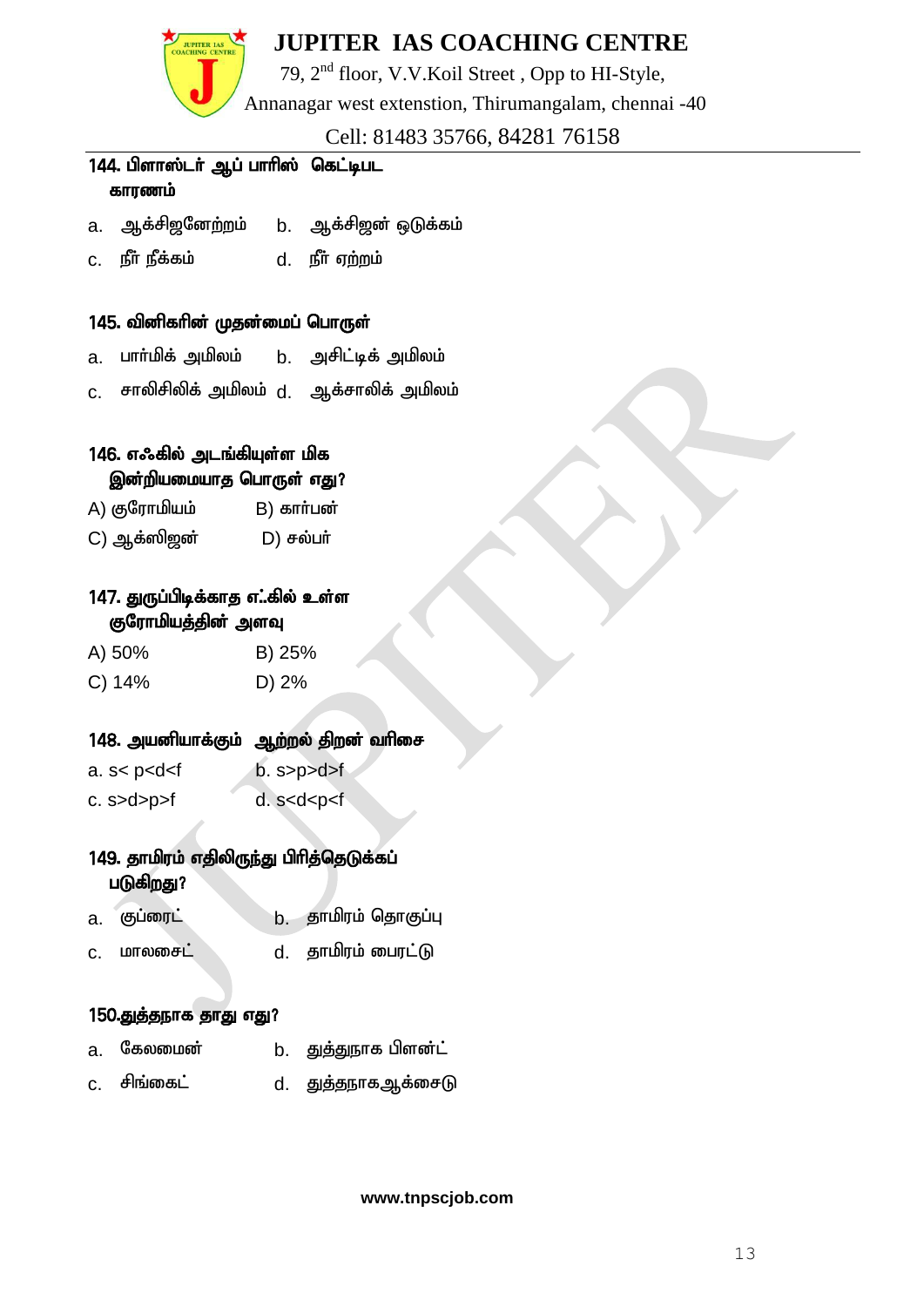**144. பிளாஸ்டர் ஆப் பாரிஸ் கெட்டிபட காரணம்**

a. ஆக்சிஜனேற்றம் b. ஆக்சிஜன் ஒடுக்கம்

c. நீர் நீக்கம் d. நீர் ஏற்றம்

**145. வினிகரின் முதன்மைப் பொருள்**

a. பார்மிக் அமிலம் b. அசிட்டிக் அமிலம்

c. சாலிசிலிக் அமிலம் d. ஆக்சாலிக் அமிலம்

**146. எஃகில் அடங்கியுள்ள மிக இன்றியமையாத பொருள் எது?**

A) குரோமியம் B) கார்பன்

C) ஆக்ஸிஜன் D) சல்பர்

**147. துருப்பிடிக்காத எஃகில் உள்ள குரோமியத்தின் அளவு**

A) 50% B) 25%

C) 14% D) 2%

**148. அயனியாக்கும் ஆற்றல் திறன் வரிசை**

a. s< p<d<f b. s>p>d>f

c. s>d>p>f d. s<d<p<f

**149. தாமிரம் எதிலிருந்து பிரித்தெடுக்கப் படுகிறது?**

a. குப்ரைட் b. தாமிரம் தொகுப்பு

c. மாலசைட் d. தாமிரம் பைரட்டு

**150.துத்தநாக தாது எது?**

a. கேலமைன் b. துத்துநாக பிளன்ட்

c. சிங்கைட் d. துத்தநாகஆக்சைடு

www.tnpscjob.com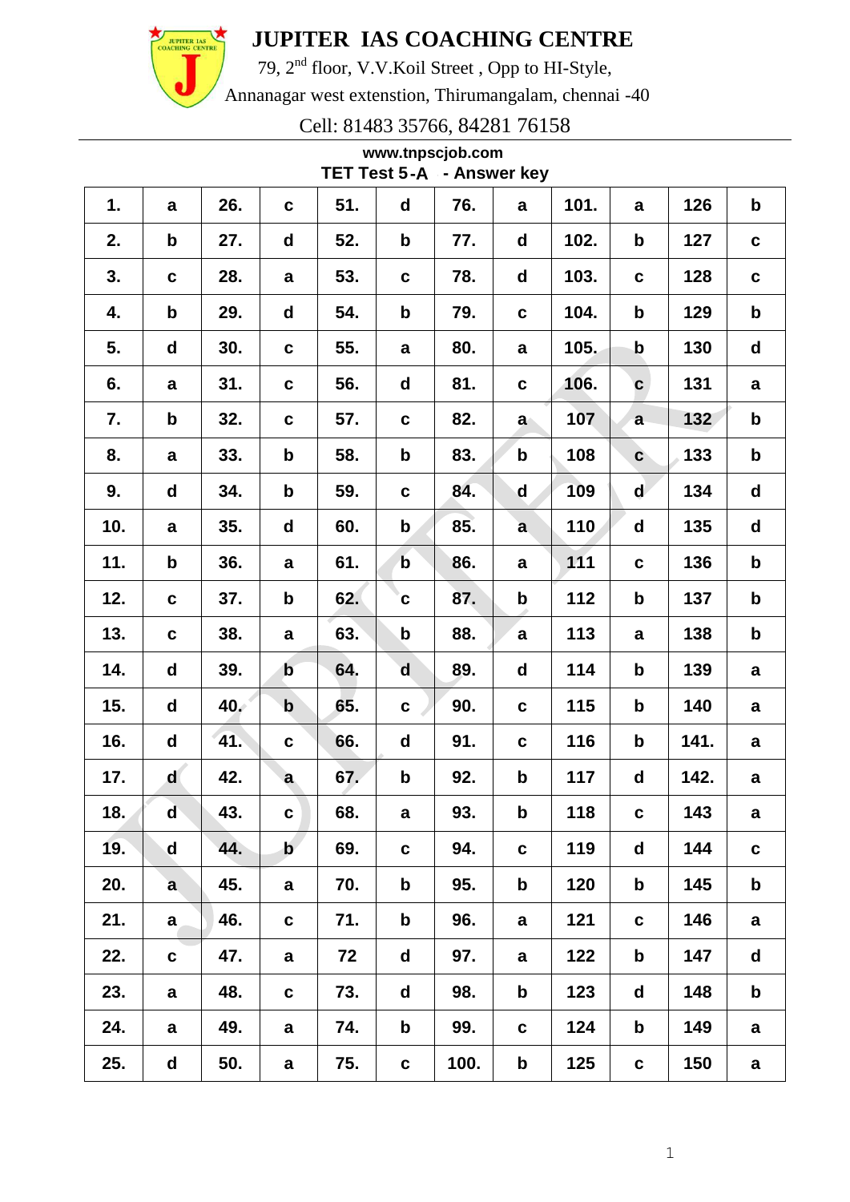# JUPITER IAS COACHING CENTRE

79, 2nd floor, V.V.Koil Street , Opp to HI-Style,

Annanagar west extenstion, Thirumangalam, chennai -40

Cell: 81483 35766, 84281 76158

**www.tnpscjob.com**

**TET Test 5-A - Answer key**

| | | | | | | | | | | | |
|---|---|---|---|---|---|---|---|---|---|---|---|
| 1. | a | 26. | c | 51. | d | 76. | a | 101. | a | 126 | b |
| 2. | b | 27. | d | 52. | b | 77. | d | 102. | b | 127 | c |
| 3. | c | 28. | a | 53. | c | 78. | d | 103. | c | 128 | c |
| 4. | b | 29. | d | 54. | b | 79. | c | 104. | b | 129 | b |
| 5. | d | 30. | c | 55. | a | 80. | a | 105. | b | 130 | d |
| 6. | a | 31. | c | 56. | d | 81. | c | 106. | c | 131 | a |
| 7. | b | 32. | c | 57. | c | 82. | a | 107 | a | 132 | b |
| 8. | a | 33. | b | 58. | b | 83. | b | 108 | c | 133 | b |
| 9. | d | 34. | b | 59. | c | 84. | d | 109 | d | 134 | d |
| 10. | a | 35. | d | 60. | b | 85. | a | 110 | d | 135 | d |
| 11. | b | 36. | a | 61. | b | 86. | a | 111 | c | 136 | b |
| 12. | c | 37. | b | 62. | c | 87. | b | 112 | b | 137 | b |
| 13. | c | 38. | a | 63. | b | 88. | a | 113 | a | 138 | b |
| 14. | d | 39. | b | 64. | d | 89. | d | 114 | b | 139 | a |
| 15. | d | 40. | b | 65. | c | 90. | c | 115 | b | 140 | a |
| 16. | d | 41. | c | 66. | d | 91. | c | 116 | b | 141. | a |
| 17. | d | 42. | a | 67. | b | 92. | b | 117 | d | 142. | a |
| 18. | d | 43. | c | 68. | a | 93. | b | 118 | c | 143 | a |
| 19. | d | 44. | b | 69. | c | 94. | c | 119 | d | 144 | c |
| 20. | a | 45. | a | 70. | b | 95. | b | 120 | b | 145 | b |
| 21. | a | 46. | c | 71. | b | 96. | a | 121 | c | 146 | a |
| 22. | c | 47. | a | 72 | d | 97. | a | 122 | b | 147 | d |
| 23. | a | 48. | c | 73. | d | 98. | b | 123 | d | 148 | b |
| 24. | a | 49. | a | 74. | b | 99. | c | 124 | b | 149 | a |
| 25. | d | 50. | a | 75. | c | 100. | b | 125 | c | 150 | a |